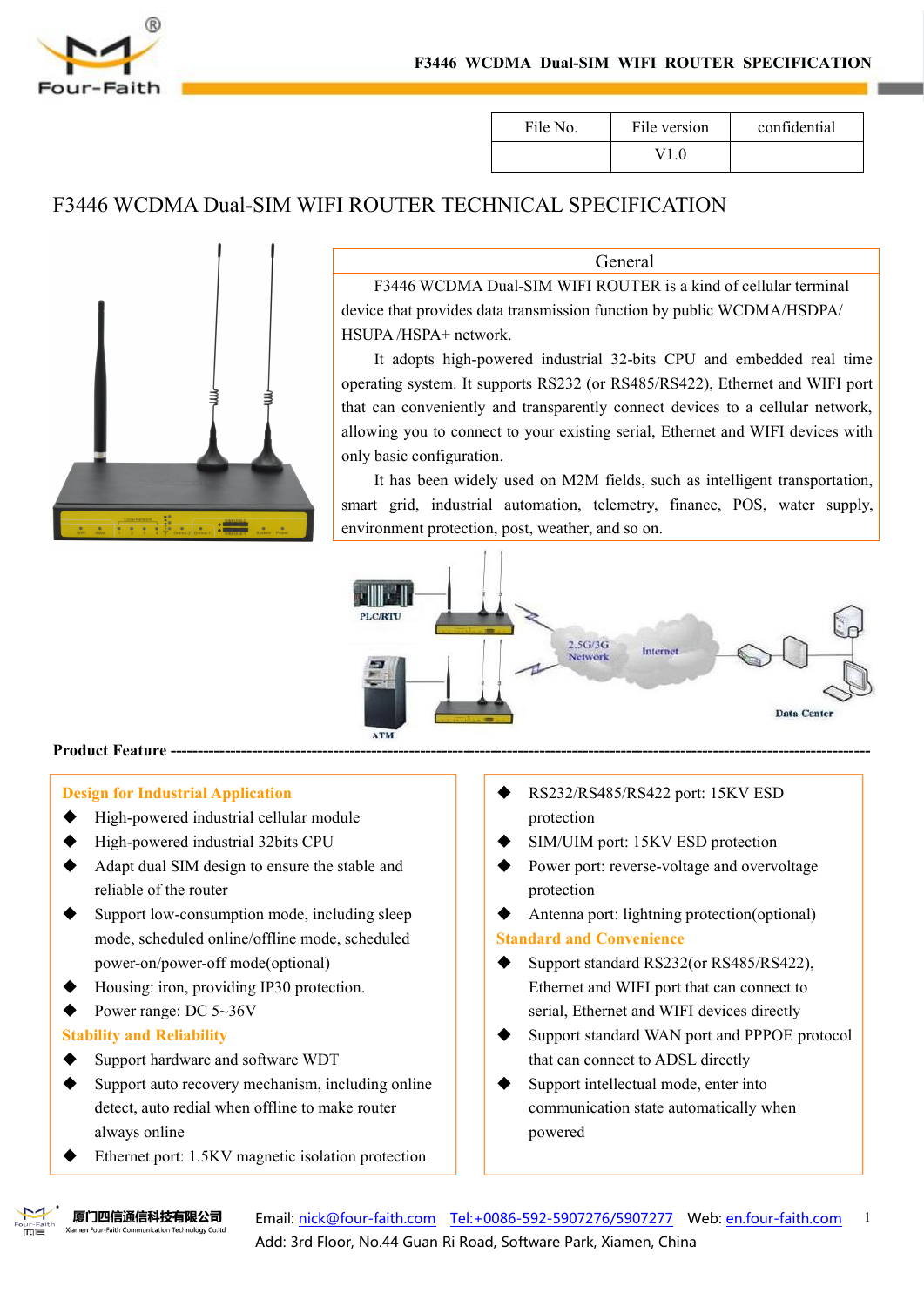| File No. | File version | confidential |
| --- | --- | --- |
|  | V1.0 |  |

# F3446 WCDMA Dual-SIM WIFI ROUTER TECHNICAL SPECIFICATION

| General |
| --- |
| F3446 WCDMA Dual-SIM WIFI ROUTER is a kind of cellular terminal device that provides data transmission function by public WCDMA/HSDPA/ HSUPA /HSPA+ network.<br>It adopts high-powered industrial 32-bits CPU and embedded real time operating system. It supports RS232 (or RS485/RS422), Ethernet and WIFI port that can conveniently and transparently connect devices to a cellular network, allowing you to connect to your existing serial, Ethernet and WIFI devices with only basic configuration.<br>It has been widely used on M2M fields, such as intelligent transportation, smart grid, industrial automation, telemetry, finance, POS, water supply, environment protection, post, weather, and so on. |

## Product Feature

### Design for Industrial Application

- High-powered industrial cellular module
- High-powered industrial 32bits CPU
- Adapt dual SIM design to ensure the stable and reliable of the router
- Support low-consumption mode, including sleep mode, scheduled online/offline mode, scheduled power-on/power-off mode(optional)
- Housing: iron, providing IP30 protection.
- Power range: DC 5~36V

### Stability and Reliability

- Support hardware and software WDT
- Support auto recovery mechanism, including online detect, auto redial when offline to make router always online
- Ethernet port: 1.5KV magnetic isolation protection
- RS232/RS485/RS422 port: 15KV ESD protection
- SIM/UIM port: 15KV ESD protection
- Power port: reverse-voltage and overvoltage protection
- Antenna port: lightning protection(optional)

### Standard and Convenience

- Support standard RS232(or RS485/RS422), Ethernet and WIFI port that can connect to serial, Ethernet and WIFI devices directly
- Support standard WAN port and PPPOE protocol that can connect to ADSL directly
- Support intellectual mode, enter into communication state automatically when powered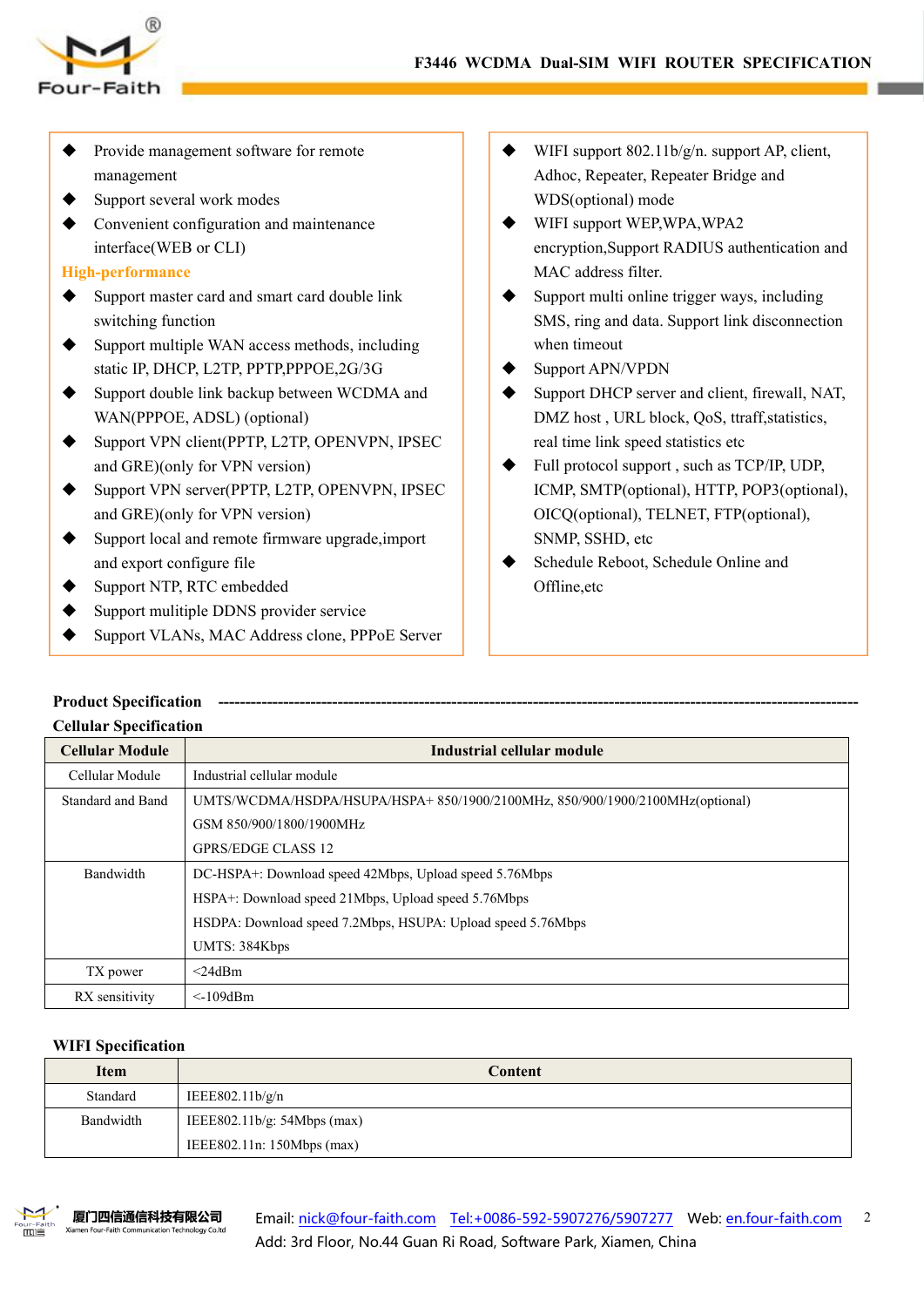- Provide management software for remote management
- Support several work modes
- Convenient configuration and maintenance interface(WEB or CLI)

**High-performance**

- Support master card and smart card double link switching function
- Support multiple WAN access methods, including static IP, DHCP, L2TP, PPTP,PPPOE,2G/3G
- Support double link backup between WCDMA and WAN(PPPOE, ADSL) (optional)
- Support VPN client(PPTP, L2TP, OPENVPN, IPSEC and GRE)(only for VPN version)
- Support VPN server(PPTP, L2TP, OPENVPN, IPSEC and GRE)(only for VPN version)
- Support local and remote firmware upgrade,import and export configure file
- Support NTP, RTC embedded
- Support mulitiple DDNS provider service
- Support VLANs, MAC Address clone, PPPoE Server
- WIFI support 802.11b/g/n. support AP, client, Adhoc, Repeater, Repeater Bridge and WDS(optional) mode
- WIFI support WEP,WPA,WPA2 encryption,Support RADIUS authentication and MAC address filter.
- Support multi online trigger ways, including SMS, ring and data. Support link disconnection when timeout
- Support APN/VPDN
- Support DHCP server and client, firewall, NAT, DMZ host , URL block, QoS, ttraff,statistics, real time link speed statistics etc
- Full protocol support , such as TCP/IP, UDP, ICMP, SMTP(optional), HTTP, POP3(optional), OICQ(optional), TELNET, FTP(optional), SNMP, SSHD, etc
- Schedule Reboot, Schedule Online and Offline,etc

**Product Specification** ----------------------------------------------------------------------------------------------------------------

**Cellular Specification**

| Cellular Module | Industrial cellular module |
|---|---|
| Cellular Module | Industrial cellular module |
| Standard and Band | UMTS/WCDMA/HSDPA/HSUPA/HSPA+ 850/1900/2100MHz, 850/900/1900/2100MHz(optional)<br>GSM 850/900/1800/1900MHz<br>GPRS/EDGE CLASS 12 |
| Bandwidth | DC-HSPA+: Download speed 42Mbps, Upload speed 5.76Mbps<br>HSPA+: Download speed 21Mbps, Upload speed 5.76Mbps<br>HSDPA: Download speed 7.2Mbps, HSUPA: Upload speed 5.76Mbps<br>UMTS: 384Kbps |
| TX power | <24dBm |
| RX sensitivity | <-109dBm |

**WIFI Specification**

| Item | Content |
|---|---|
| Standard | IEEE802.11b/g/n |
| Bandwidth | IEEE802.11b/g: 54Mbps (max)<br>IEEE802.11n: 150Mbps (max) |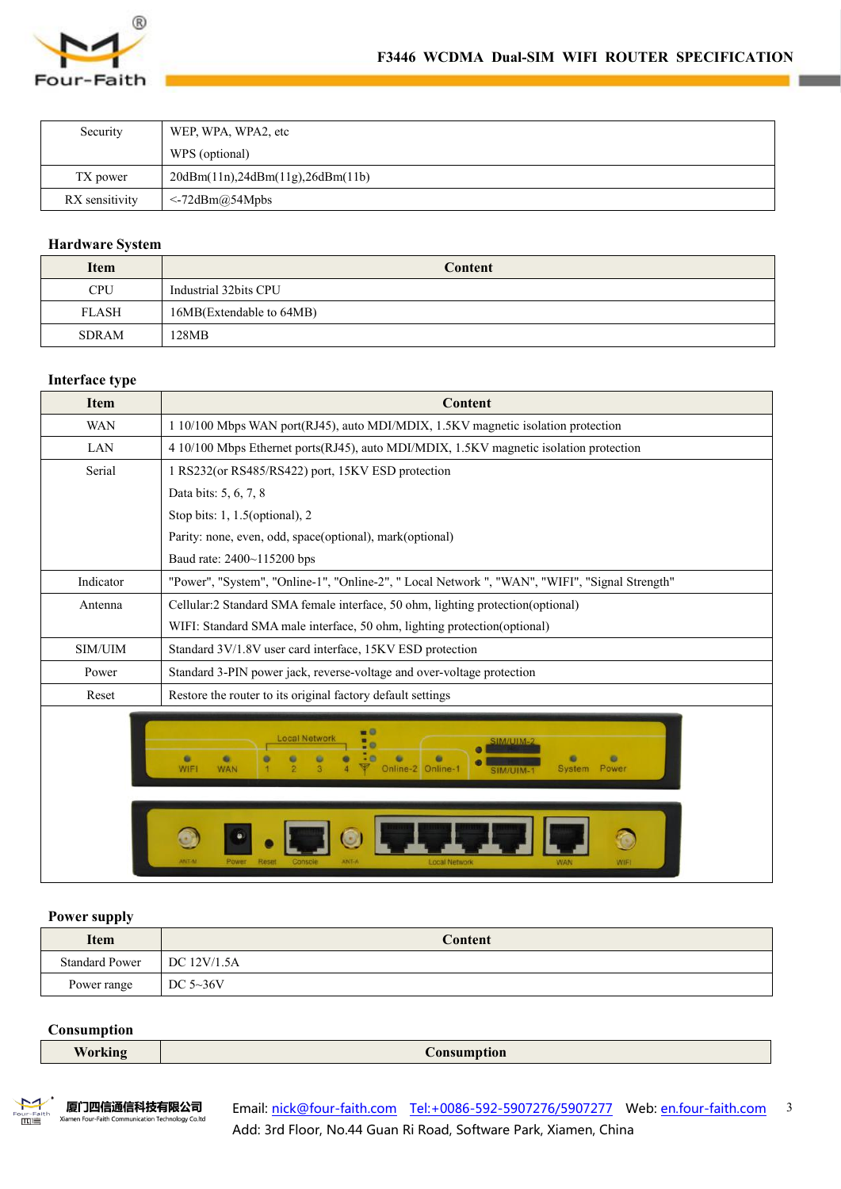| Security | WEP, WPA, WPA2, etc<br>WPS (optional) |
| --- | --- |
| TX power | 20dBm(11n),24dBm(11g),26dBm(11b) |
| RX sensitivity | <-72dBm@54Mpbs |

## Hardware System

| Item | Content |
| --- | --- |
| CPU | Industrial 32bits CPU |
| FLASH | 16MB(Extendable to 64MB) |
| SDRAM | 128MB |

## Interface type

| Item | Content |
| --- | --- |
| WAN | 1 10/100 Mbps WAN port(RJ45), auto MDI/MDIX, 1.5KV magnetic isolation protection |
| LAN | 4 10/100 Mbps Ethernet ports(RJ45), auto MDI/MDIX, 1.5KV magnetic isolation protection |
| Serial | 1 RS232(or RS485/RS422) port, 15KV ESD protection<br>Data bits: 5, 6, 7, 8<br>Stop bits: 1, 1.5(optional), 2<br>Parity: none, even, odd, space(optional), mark(optional)<br>Baud rate: 2400~115200 bps |
| Indicator | "Power", "System", "Online-1", "Online-2", " Local Network ", "WAN", "WIFI", "Signal Strength" |
| Antenna | Cellular:2 Standard SMA female interface, 50 ohm, lighting protection(optional)<br>WIFI: Standard SMA male interface, 50 ohm, lighting protection(optional) |
| SIM/UIM | Standard 3V/1.8V user card interface, 15KV ESD protection |
| Power | Standard 3-PIN power jack, reverse-voltage and over-voltage protection |
| Reset | Restore the router to its original factory default settings |

## Power supply

| Item | Content |
| --- | --- |
| Standard Power | DC 12V/1.5A |
| Power range | DC 5~36V |

## Consumption

| Working | Consumption |
| --- | --- |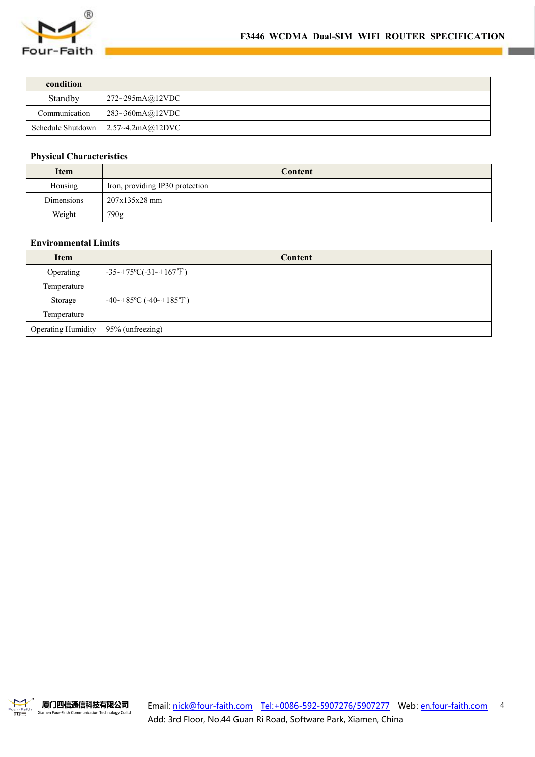| condition | |
|---|---|
| Standby | 272~295mA@12VDC |
| Communication | 283~360mA@12VDC |
| Schedule Shutdown | 2.57~4.2mA@12DVC |

**Physical Characteristics**

| Item | Content |
|---|---|
| Housing | Iron, providing IP30 protection |
| Dimensions | 207x135x28 mm |
| Weight | 790g |

**Environmental Limits**

| Item | Content |
|---|---|
| Operating Temperature | -35~+75ºC(-31~+167℉) |
| Storage Temperature | -40~+85ºC (-40~+185℉) |
| Operating Humidity | 95% (unfreezing) |